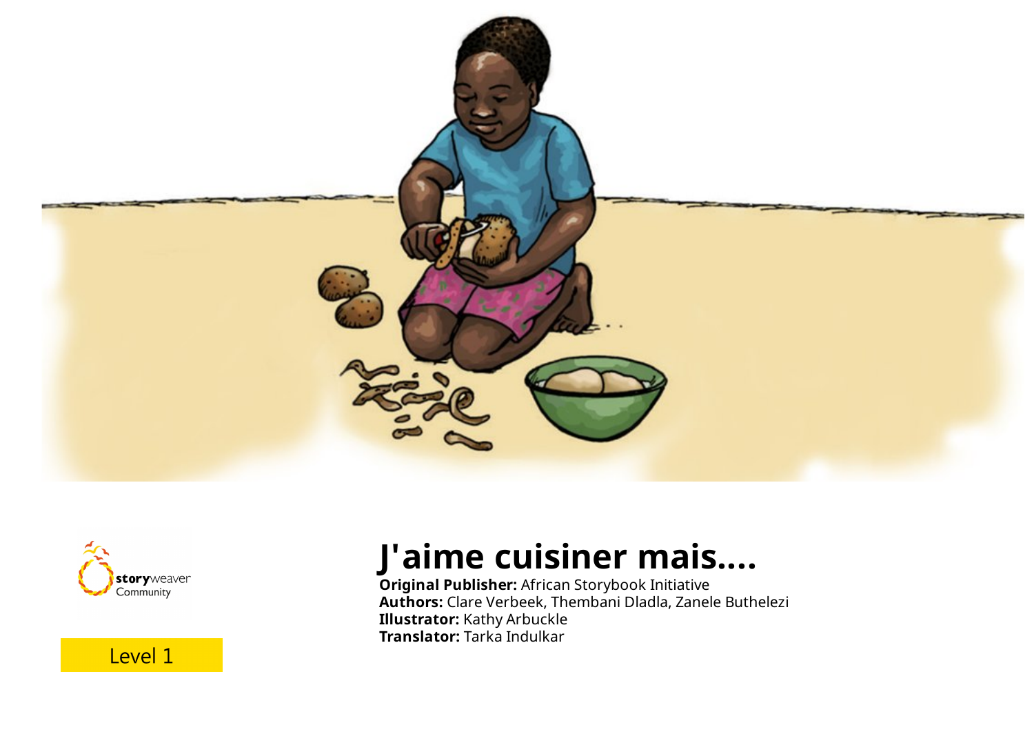# J'aime cuisiner mais....

**Original Publisher:** African Storybook Initiative
**Authors:** Clare Verbeek, Thembani Dladla, Zanele Buthelezi
**Illustrator:** Kathy Arbuckle
**Translator:** Tarka Indulkar

storyweaver Community

Level 1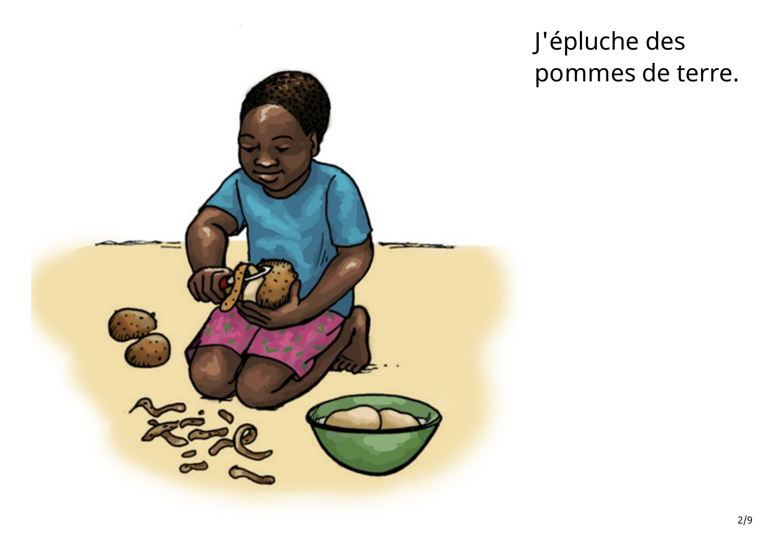J'épluche des pommes de terre.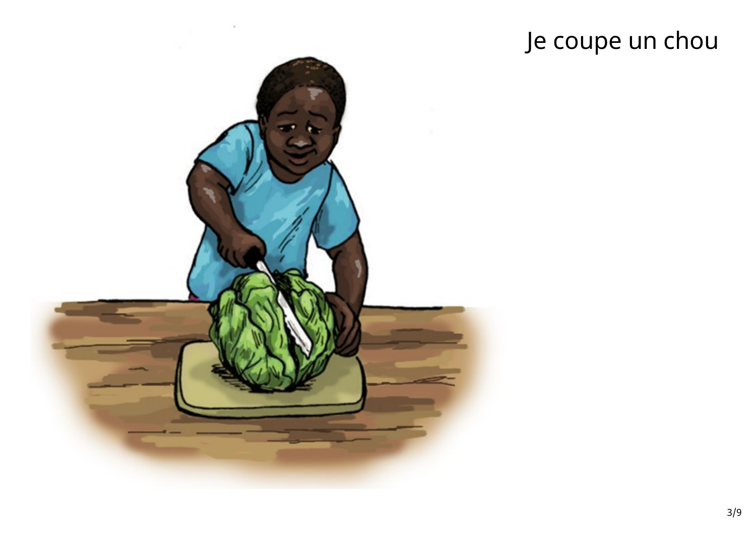Je coupe un chou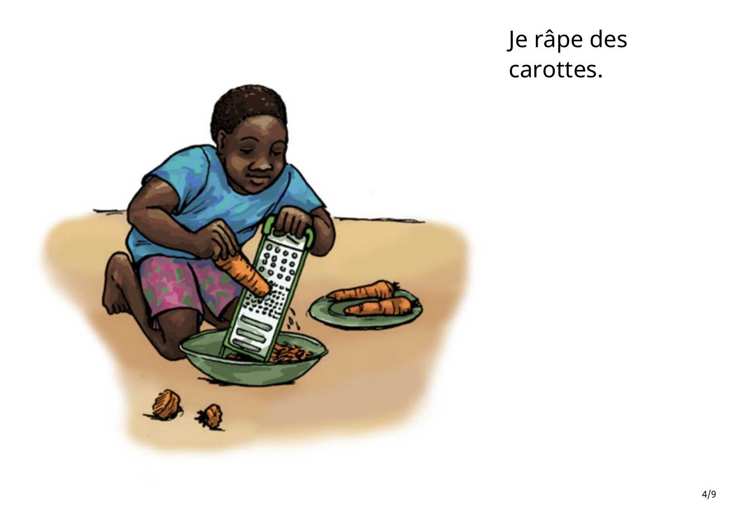Je râpe des carottes.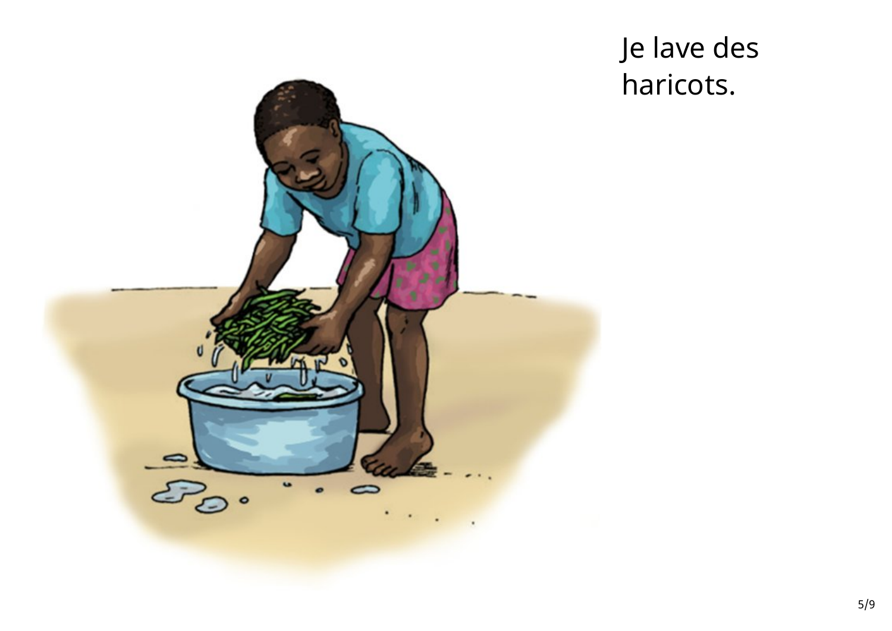Je lave des haricots.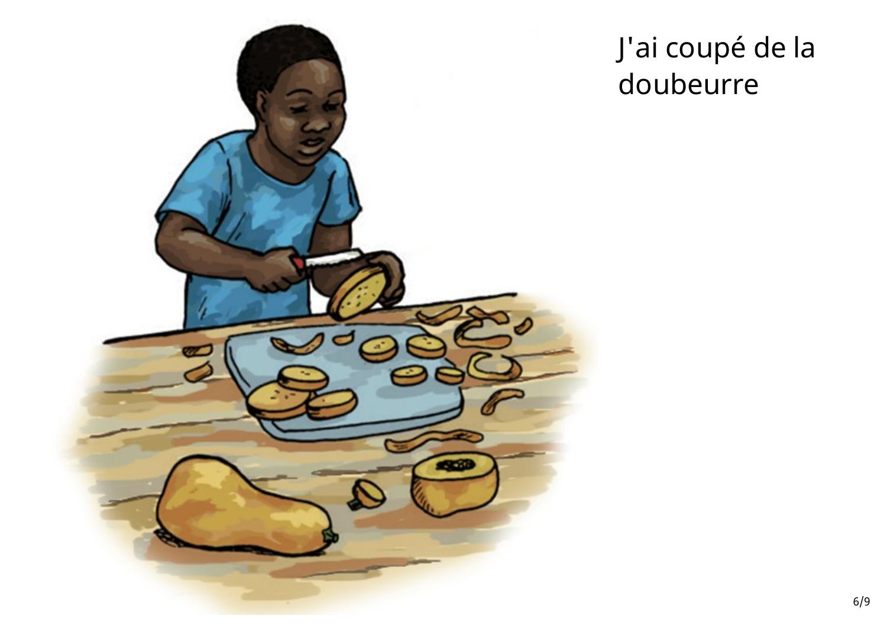J'ai coupé de la doubeurre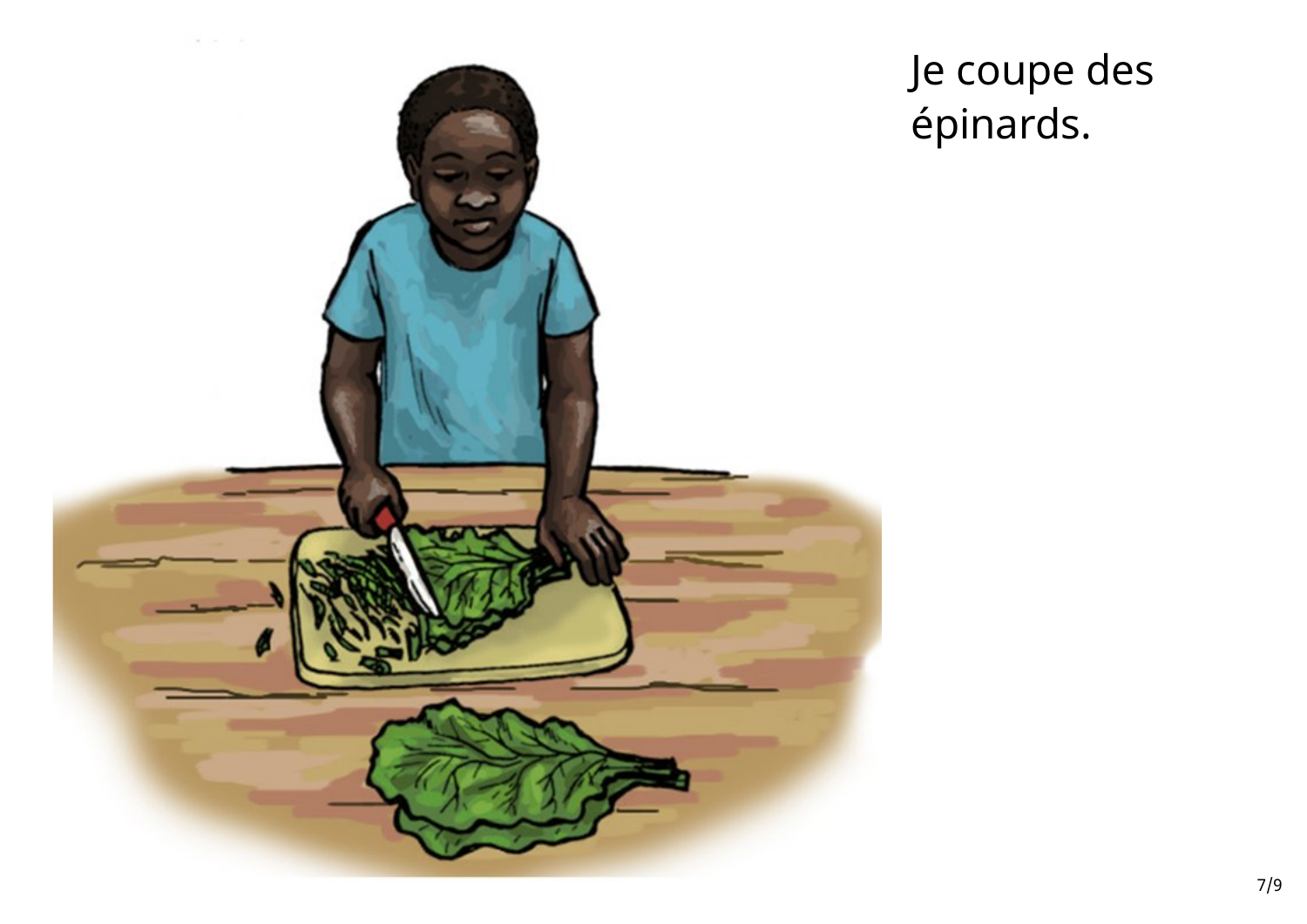Je coupe des épinards.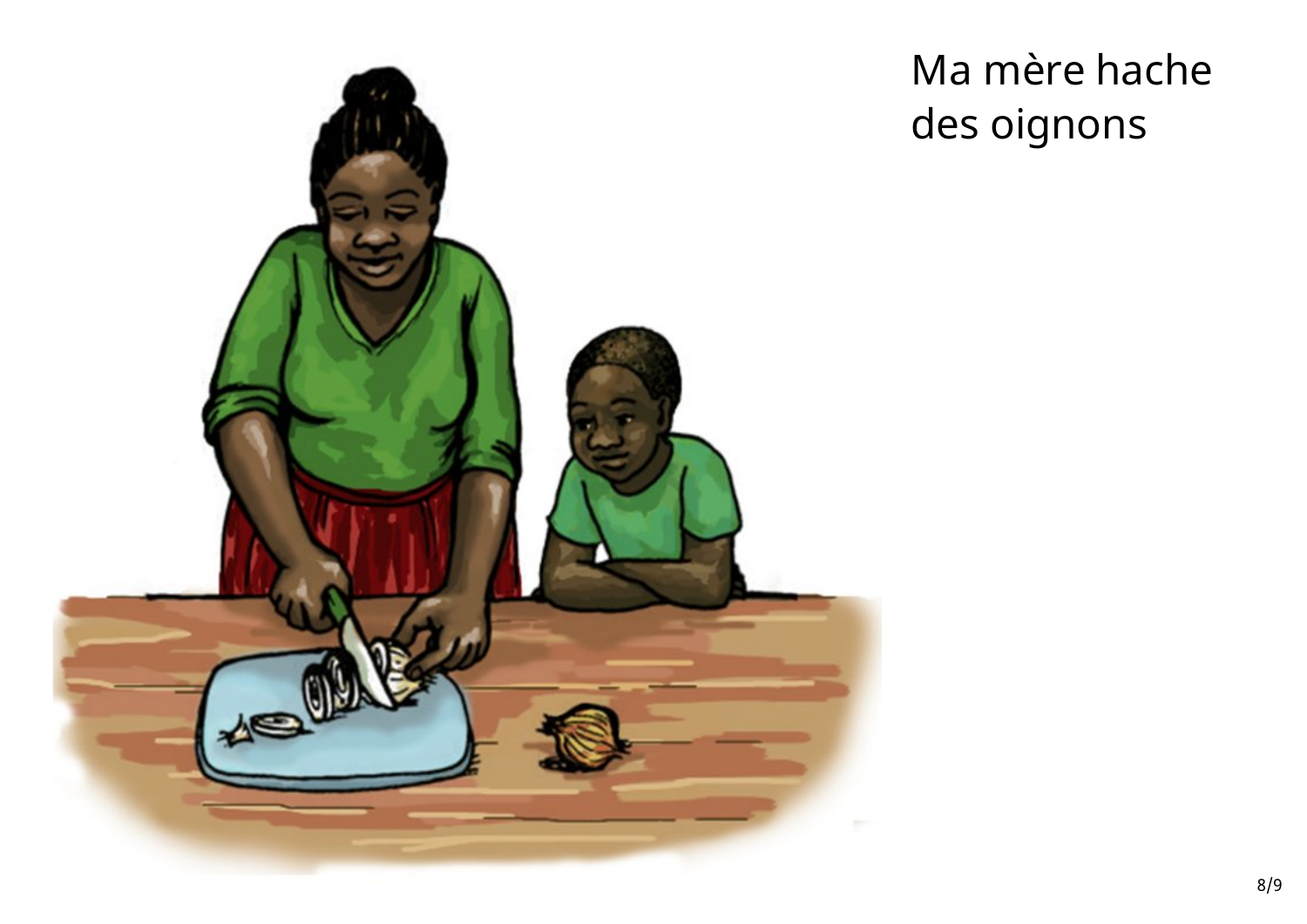Ma mère hache des oignons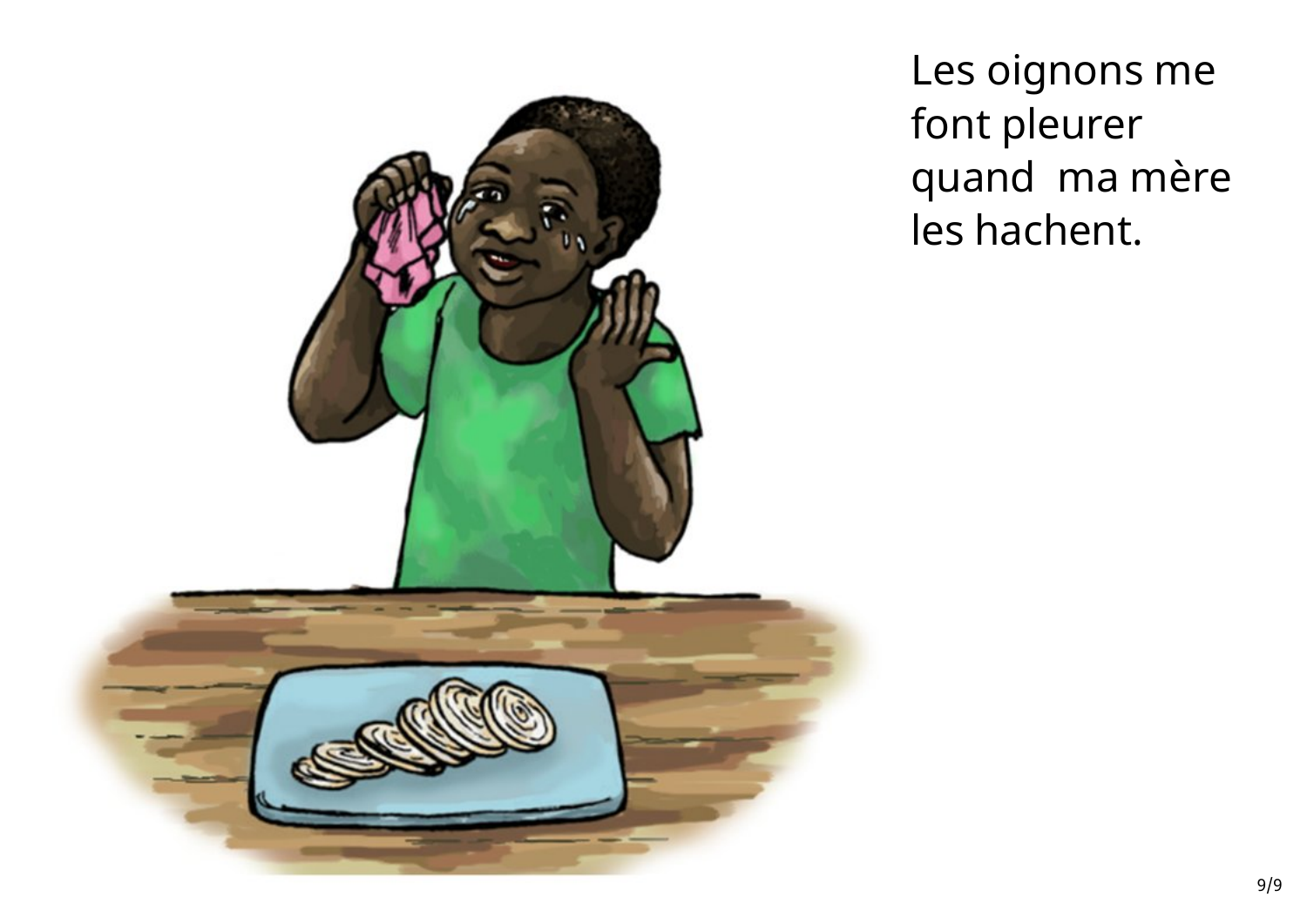Les oignons me font pleurer quand  ma mère les hachent.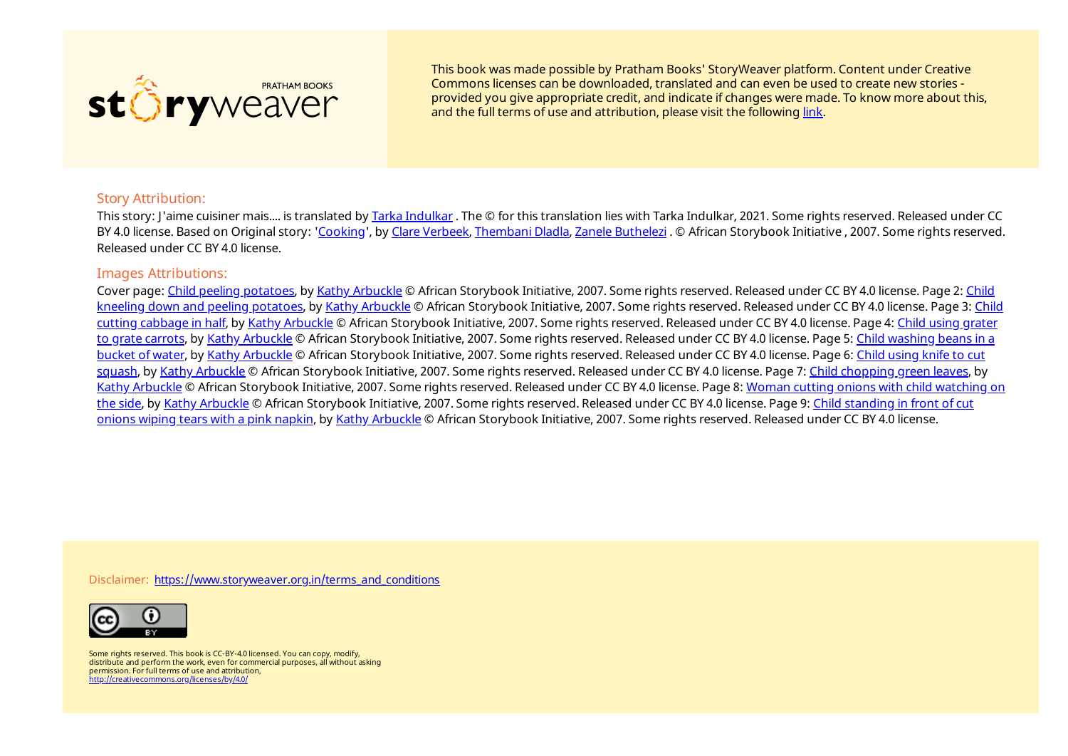This book was made possible by Pratham Books' StoryWeaver platform. Content under Creative Commons licenses can be downloaded, translated and can even be used to create new stories - provided you give appropriate credit, and indicate if changes were made. To know more about this, and the full terms of use and attribution, please visit the following link.

## Story Attribution:

This story: J'aime cuisiner mais.... is translated by Tarka Indulkar . The © for this translation lies with Tarka Indulkar, 2021. Some rights reserved. Released under CC BY 4.0 license. Based on Original story: 'Cooking', by Clare Verbeek, Thembani Dladla, Zanele Buthelezi . © African Storybook Initiative , 2007. Some rights reserved. Released under CC BY 4.0 license.

## Images Attributions:

Cover page: Child peeling potatoes, by Kathy Arbuckle © African Storybook Initiative, 2007. Some rights reserved. Released under CC BY 4.0 license. Page 2: Child kneeling down and peeling potatoes, by Kathy Arbuckle © African Storybook Initiative, 2007. Some rights reserved. Released under CC BY 4.0 license. Page 3: Child cutting cabbage in half, by Kathy Arbuckle © African Storybook Initiative, 2007. Some rights reserved. Released under CC BY 4.0 license. Page 4: Child using grater to grate carrots, by Kathy Arbuckle © African Storybook Initiative, 2007. Some rights reserved. Released under CC BY 4.0 license. Page 5: Child washing beans in a bucket of water, by Kathy Arbuckle © African Storybook Initiative, 2007. Some rights reserved. Released under CC BY 4.0 license. Page 6: Child using knife to cut squash, by Kathy Arbuckle © African Storybook Initiative, 2007. Some rights reserved. Released under CC BY 4.0 license. Page 7: Child chopping green leaves, by Kathy Arbuckle © African Storybook Initiative, 2007. Some rights reserved. Released under CC BY 4.0 license. Page 8: Woman cutting onions with child watching on the side, by Kathy Arbuckle © African Storybook Initiative, 2007. Some rights reserved. Released under CC BY 4.0 license. Page 9: Child standing in front of cut onions wiping tears with a pink napkin, by Kathy Arbuckle © African Storybook Initiative, 2007. Some rights reserved. Released under CC BY 4.0 license.

Disclaimer: https://www.storyweaver.org.in/terms_and_conditions

Some rights reserved. This book is CC-BY-4.0 licensed. You can copy, modify, distribute and perform the work, even for commercial purposes, all without asking permission. For full terms of use and attribution, http://creativecommons.org/licenses/by/4.0/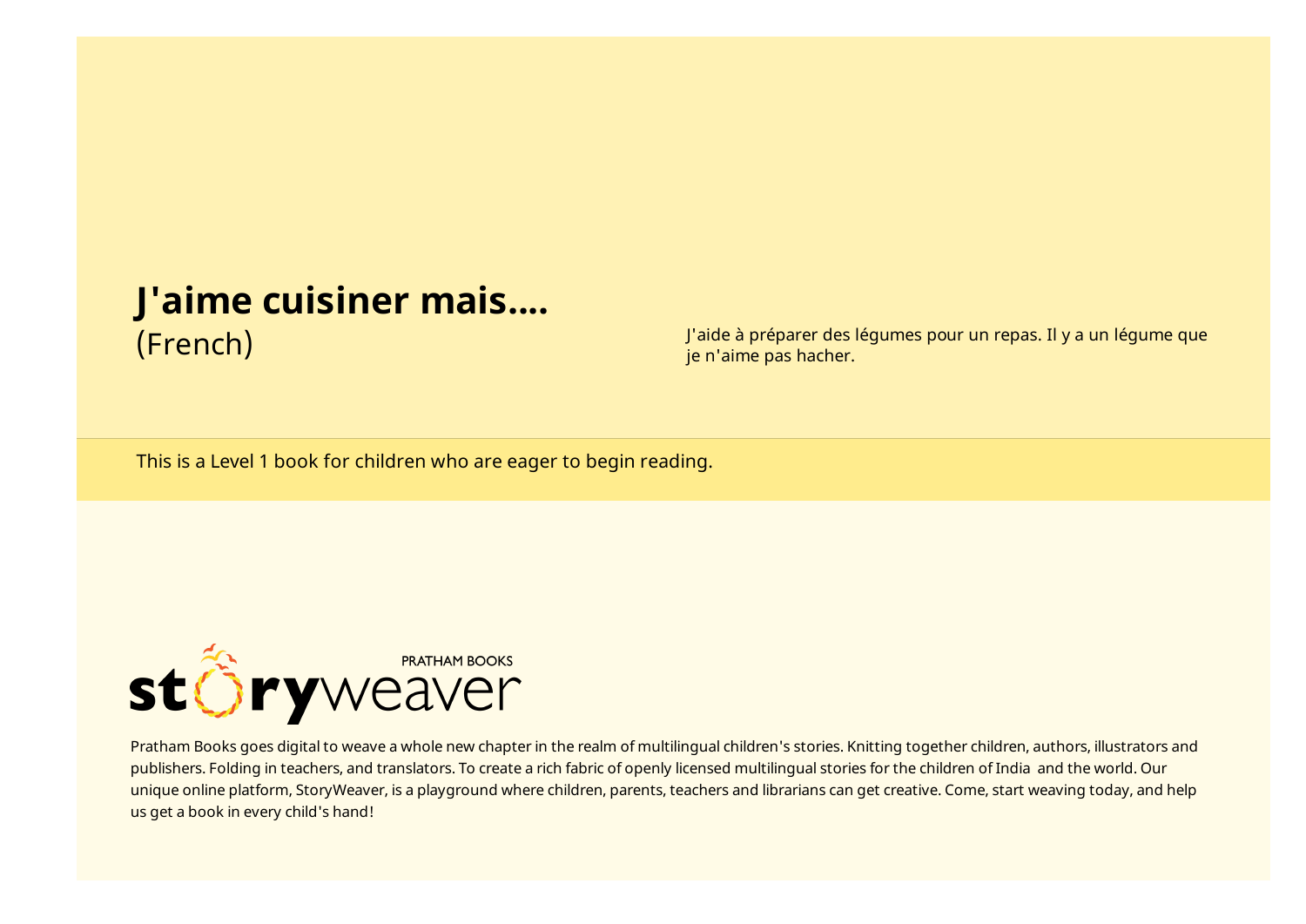# J'aime cuisiner mais....

(French)

J'aide à préparer des légumes pour un repas. Il y a un légume que je n'aime pas hacher.

This is a Level 1 book for children who are eager to begin reading.

storyweaver PRATHAM BOOKS

Pratham Books goes digital to weave a whole new chapter in the realm of multilingual children's stories. Knitting together children, authors, illustrators and publishers. Folding in teachers, and translators. To create a rich fabric of openly licensed multilingual stories for the children of India and the world. Our unique online platform, StoryWeaver, is a playground where children, parents, teachers and librarians can get creative. Come, start weaving today, and help us get a book in every child's hand!